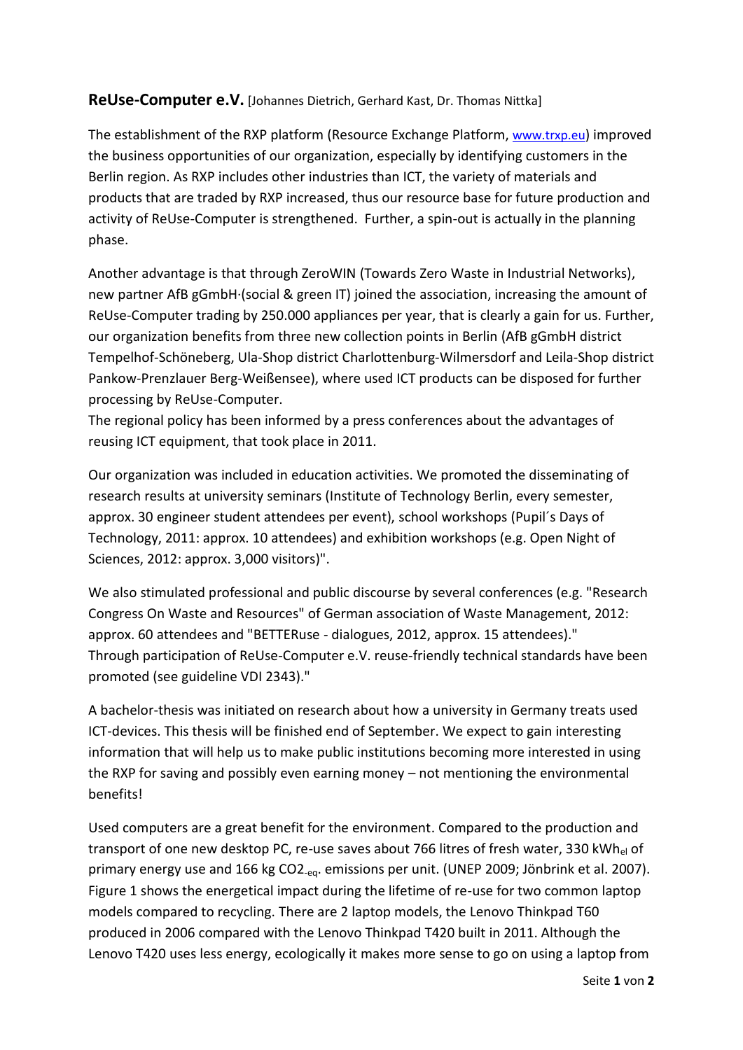**ReUse-Computer e.V.** [Johannes Dietrich, Gerhard Kast, Dr. Thomas Nittka]

The establishment of the RXP platform (Resource Exchange Platform, www.trxp.eu) improved the business opportunities of our organization, especially by identifying customers in the Berlin region. As RXP includes other industries than ICT, the variety of materials and products that are traded by RXP increased, thus our resource base for future production and activity of ReUse-Computer is strengthened. Further, a spin-out is actually in the planning phase.

Another advantage is that through ZeroWIN (Towards Zero Waste in Industrial Networks), new partner AfB gGmbH·(social & green IT) joined the association, increasing the amount of ReUse-Computer trading by 250.000 appliances per year, that is clearly a gain for us. Further, our organization benefits from three new collection points in Berlin (AfB gGmbH district Tempelhof-Schöneberg, Ula-Shop district Charlottenburg-Wilmersdorf and Leila-Shop district Pankow-Prenzlauer Berg-Weißensee), where used ICT products can be disposed for further processing by ReUse-Computer.
The regional policy has been informed by a press conferences about the advantages of reusing ICT equipment, that took place in 2011.

Our organization was included in education activities. We promoted the disseminating of research results at university seminars (Institute of Technology Berlin, every semester, approx. 30 engineer student attendees per event), school workshops (Pupil´s Days of Technology, 2011: approx. 10 attendees) and exhibition workshops (e.g. Open Night of Sciences, 2012: approx. 3,000 visitors)".

We also stimulated professional and public discourse by several conferences (e.g. "Research Congress On Waste and Resources" of German association of Waste Management, 2012: approx. 60 attendees and "BETTERuse - dialogues, 2012, approx. 15 attendees)."
Through participation of ReUse-Computer e.V. reuse-friendly technical standards have been promoted (see guideline VDI 2343)."

A bachelor-thesis was initiated on research about how a university in Germany treats used ICT-devices. This thesis will be finished end of September. We expect to gain interesting information that will help us to make public institutions becoming more interested in using the RXP for saving and possibly even earning money – not mentioning the environmental benefits!

Used computers are a great benefit for the environment. Compared to the production and transport of one new desktop PC, re-use saves about 766 litres of fresh water, 330 $kWh_{el}$ of primary energy use and 166 kg $CO2_{-eq}$. emissions per unit. (UNEP 2009; Jönbrink et al. 2007). Figure 1 shows the energetical impact during the lifetime of re-use for two common laptop models compared to recycling. There are 2 laptop models, the Lenovo Thinkpad T60 produced in 2006 compared with the Lenovo Thinkpad T420 built in 2011. Although the Lenovo T420 uses less energy, ecologically it makes more sense to go on using a laptop from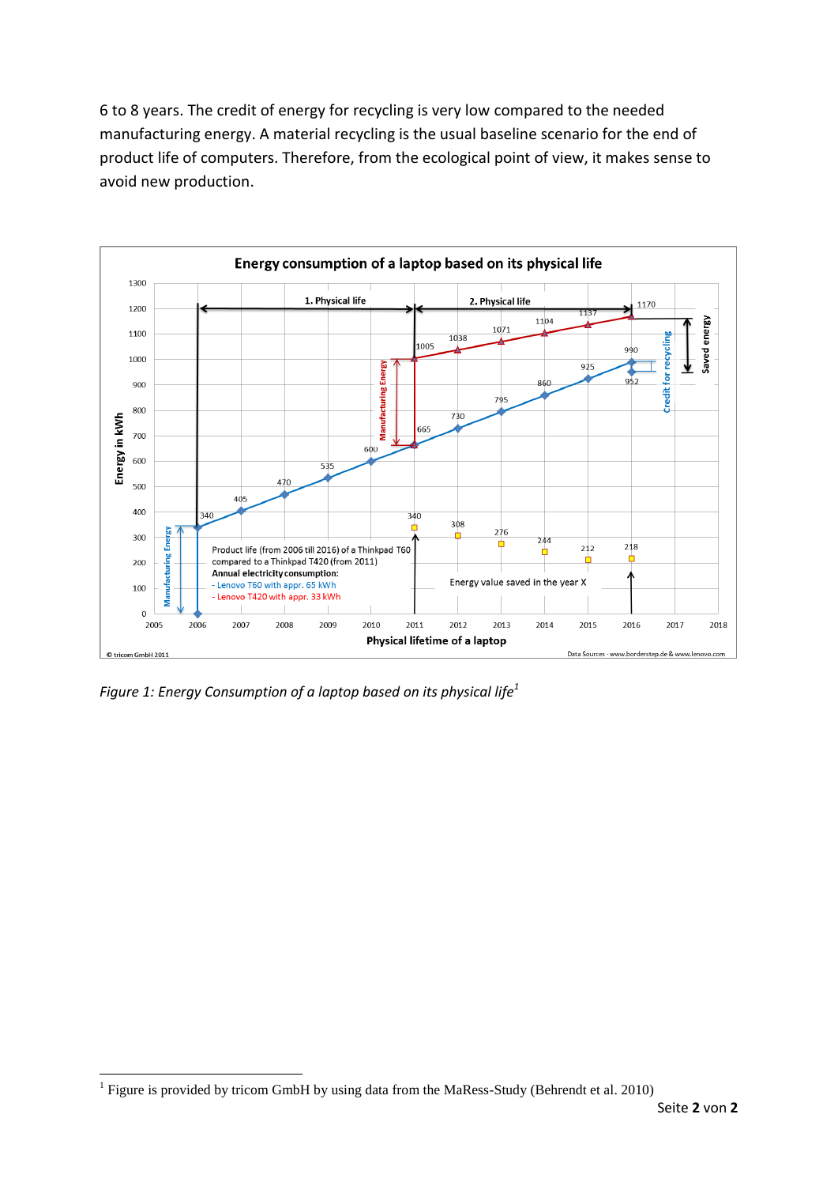6 to 8 years. The credit of energy for recycling is very low compared to the needed manufacturing energy. A material recycling is the usual baseline scenario for the end of product life of computers. Therefore, from the ecological point of view, it makes sense to avoid new production.

Energy consumption of a laptop based on its physical life

Energy in kWh

1300
1200
1100
1000
900
800
700
600
500
400
300
200
100
0

1. Physical life

2. Physical life

1170
1137
1104
1071
1038
1005
990
925
952
860
795
730
665
600
535
470
405
340

Manufacturing Energy

Credit for recycling

Saved energy

340
308
276
244
212
218

Product life (from 2006 till 2016) of a Thinkpad T60 compared to a Thinkpad T420 (from 2011)
**Annual electricity consumption:**
- Lenovo T60 with appr. 65 kWh
- Lenovo T420 with appr. 33 kWh

Energy value saved in the year X

2005 2006 2007 2008 2009 2010 2011 2012 2013 2014 2015 2016 2017 2018

Physical lifetime of a laptop

© tricom GmbH 2011

Data Sources - www.borderstep.de & www.lenovo.com

*Figure 1: Energy Consumption of a laptop based on its physical life*[1]

[1] Figure is provided by tricom GmbH by using data from the MaRess-Study (Behrendt et al. 2010)